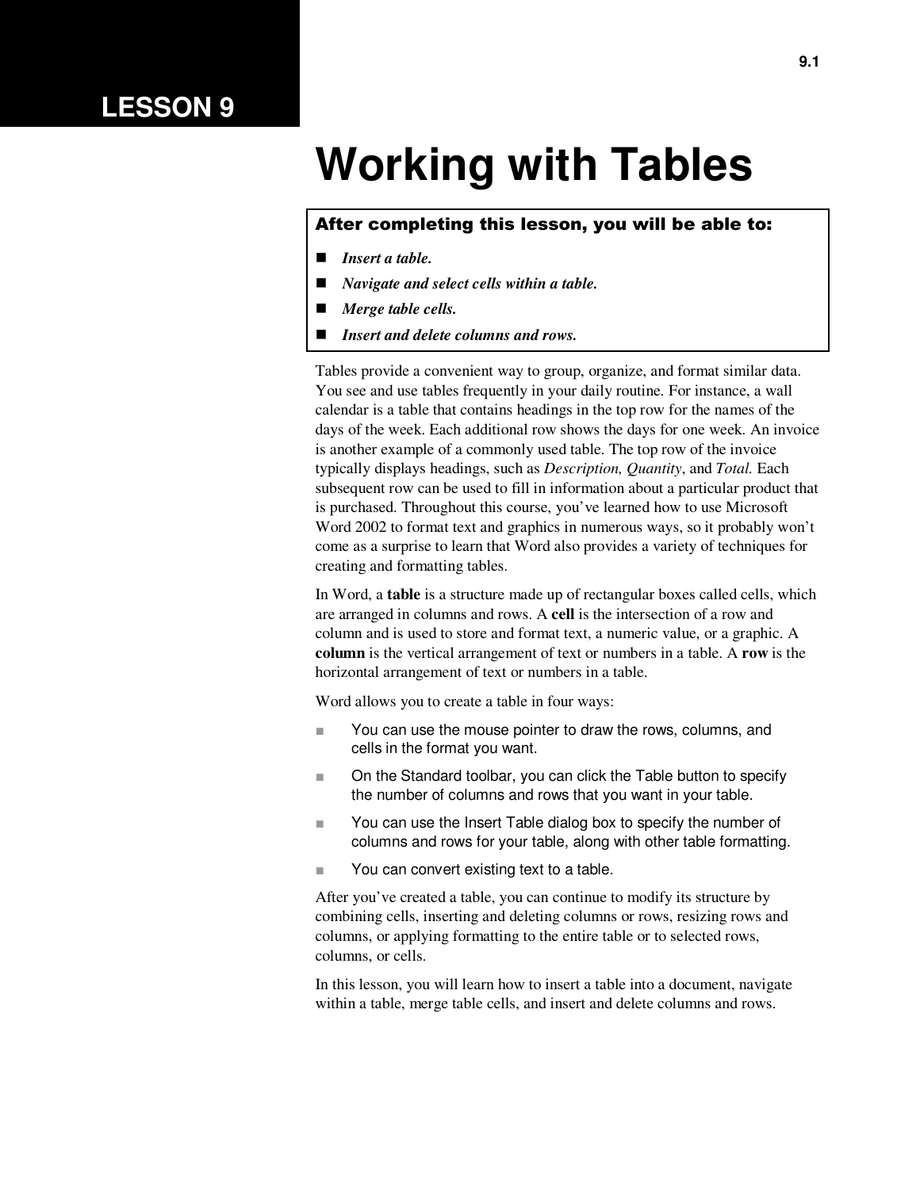# LESSON 9

# Working with Tables

**After completing this lesson, you will be able to:**

- ***Insert a table.***
- ***Navigate and select cells within a table.***
- ***Merge table cells.***
- ***Insert and delete columns and rows.***

Tables provide a convenient way to group, organize, and format similar data. You see and use tables frequently in your daily routine. For instance, a wall calendar is a table that contains headings in the top row for the names of the days of the week. Each additional row shows the days for one week. An invoice is another example of a commonly used table. The top row of the invoice typically displays headings, such as *Description, Quantity*, and *Total.* Each subsequent row can be used to fill in information about a particular product that is purchased. Throughout this course, you've learned how to use Microsoft Word 2002 to format text and graphics in numerous ways, so it probably won't come as a surprise to learn that Word also provides a variety of techniques for creating and formatting tables.

In Word, a **table** is a structure made up of rectangular boxes called cells, which are arranged in columns and rows. A **cell** is the intersection of a row and column and is used to store and format text, a numeric value, or a graphic. A **column** is the vertical arrangement of text or numbers in a table. A **row** is the horizontal arrangement of text or numbers in a table.

Word allows you to create a table in four ways:

- You can use the mouse pointer to draw the rows, columns, and cells in the format you want.
- On the Standard toolbar, you can click the Table button to specify the number of columns and rows that you want in your table.
- You can use the Insert Table dialog box to specify the number of columns and rows for your table, along with other table formatting.
- You can convert existing text to a table.

After you've created a table, you can continue to modify its structure by combining cells, inserting and deleting columns or rows, resizing rows and columns, or applying formatting to the entire table or to selected rows, columns, or cells.

In this lesson, you will learn how to insert a table into a document, navigate within a table, merge table cells, and insert and delete columns and rows.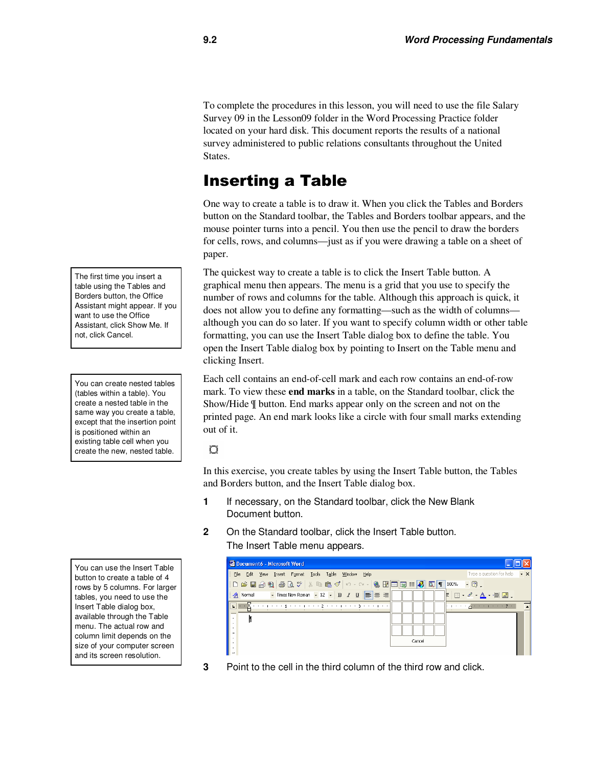To complete the procedures in this lesson, you will need to use the file Salary Survey 09 in the Lesson09 folder in the Word Processing Practice folder located on your hard disk. This document reports the results of a national survey administered to public relations consultants throughout the United States.

# Inserting a Table

One way to create a table is to draw it. When you click the Tables and Borders button on the Standard toolbar, the Tables and Borders toolbar appears, and the mouse pointer turns into a pencil. You then use the pencil to draw the borders for cells, rows, and columns—just as if you were drawing a table on a sheet of paper.

> The first time you insert a table using the Tables and Borders button, the Office Assistant might appear. If you want to use the Office Assistant, click Show Me. If not, click Cancel.

The quickest way to create a table is to click the Insert Table button. A graphical menu then appears. The menu is a grid that you use to specify the number of rows and columns for the table. Although this approach is quick, it does not allow you to define any formatting—such as the width of columns—although you can do so later. If you want to specify column width or other table formatting, you can use the Insert Table dialog box to define the table. You open the Insert Table dialog box by pointing to Insert on the Table menu and clicking Insert.

> You can create nested tables (tables within a table). You create a nested table in the same way you create a table, except that the insertion point is positioned within an existing table cell when you create the new, nested table.

Each cell contains an end-of-cell mark and each row contains an end-of-row mark. To view these **end marks** in a table, on the Standard toolbar, click the Show/Hide ¶ button. End marks appear only on the screen and not on the printed page. An end mark looks like a circle with four small marks extending out of it.

In this exercise, you create tables by using the Insert Table button, the Tables and Borders button, and the Insert Table dialog box.

1. If necessary, on the Standard toolbar, click the New Blank Document button.
2. On the Standard toolbar, click the Insert Table button.
   The Insert Table menu appears.

> You can use the Insert Table button to create a table of 4 rows by 5 columns. For larger tables, you need to use the Insert Table dialog box, available through the Table menu. The actual row and column limit depends on the size of your computer screen and its screen resolution.

3. Point to the cell in the third column of the third row and click.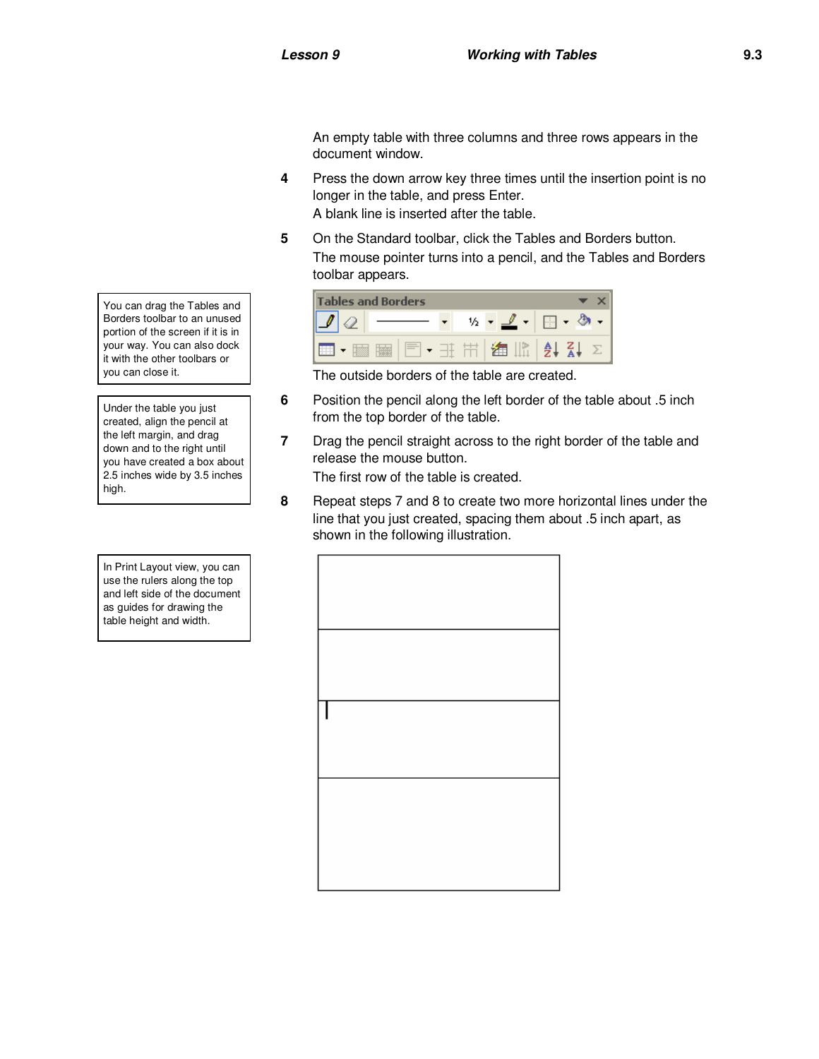An empty table with three columns and three rows appears in the document window.

4 Press the down arrow key three times until the insertion point is no longer in the table, and press Enter.
A blank line is inserted after the table.

5 On the Standard toolbar, click the Tables and Borders button.
The mouse pointer turns into a pencil, and the Tables and Borders toolbar appears.

> You can drag the Tables and Borders toolbar to an unused portion of the screen if it is in your way. You can also dock it with the other toolbars or you can close it.

> Under the table you just created, align the pencil at the left margin, and drag down and to the right until you have created a box about 2.5 inches wide by 3.5 inches high.

The outside borders of the table are created.

6 Position the pencil along the left border of the table about .5 inch from the top border of the table.

7 Drag the pencil straight across to the right border of the table and release the mouse button.
The first row of the table is created.

8 Repeat steps 7 and 8 to create two more horizontal lines under the line that you just created, spacing them about .5 inch apart, as shown in the following illustration.

> In Print Layout view, you can use the rulers along the top and left side of the document as guides for drawing the table height and width.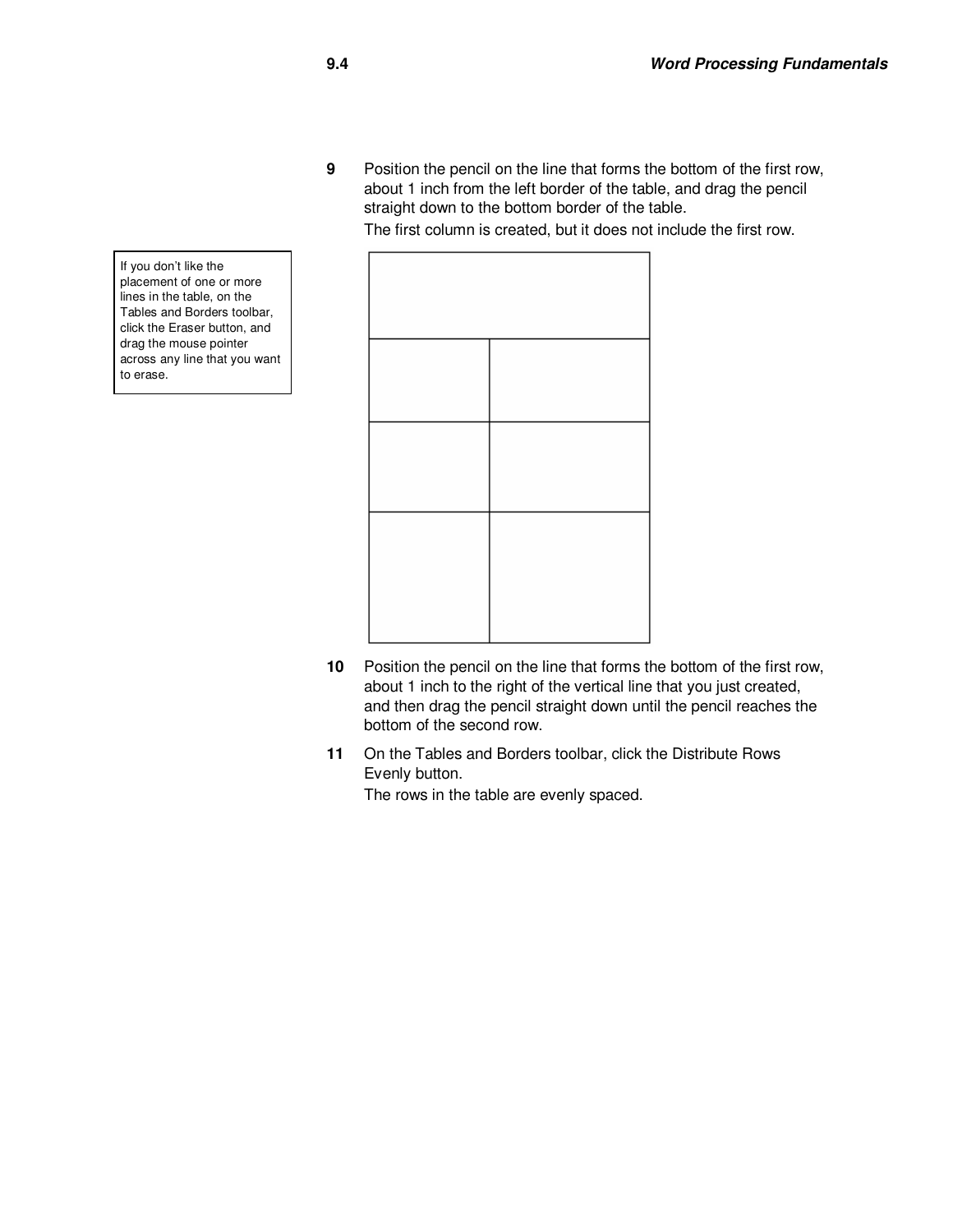9. Position the pencil on the line that forms the bottom of the first row, about 1 inch from the left border of the table, and drag the pencil straight down to the bottom border of the table.

   The first column is created, but it does not include the first row.

> If you don't like the placement of one or more lines in the table, on the Tables and Borders toolbar, click the Eraser button, and drag the mouse pointer across any line that you want to erase.

10. Position the pencil on the line that forms the bottom of the first row, about 1 inch to the right of the vertical line that you just created, and then drag the pencil straight down until the pencil reaches the bottom of the second row.
11. On the Tables and Borders toolbar, click the Distribute Rows Evenly button.

    The rows in the table are evenly spaced.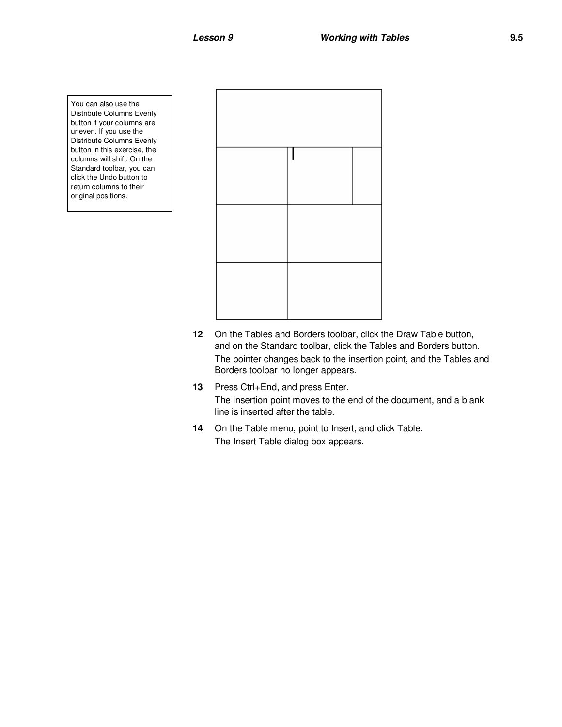> You can also use the Distribute Columns Evenly button if your columns are uneven. If you use the Distribute Columns Evenly button in this exercise, the columns will shift. On the Standard toolbar, you can click the Undo button to return columns to their original positions.

12 On the Tables and Borders toolbar, click the Draw Table button, and on the Standard toolbar, click the Tables and Borders button.
   The pointer changes back to the insertion point, and the Tables and Borders toolbar no longer appears.

13 Press Ctrl+End, and press Enter.
   The insertion point moves to the end of the document, and a blank line is inserted after the table.

14 On the Table menu, point to Insert, and click Table.
   The Insert Table dialog box appears.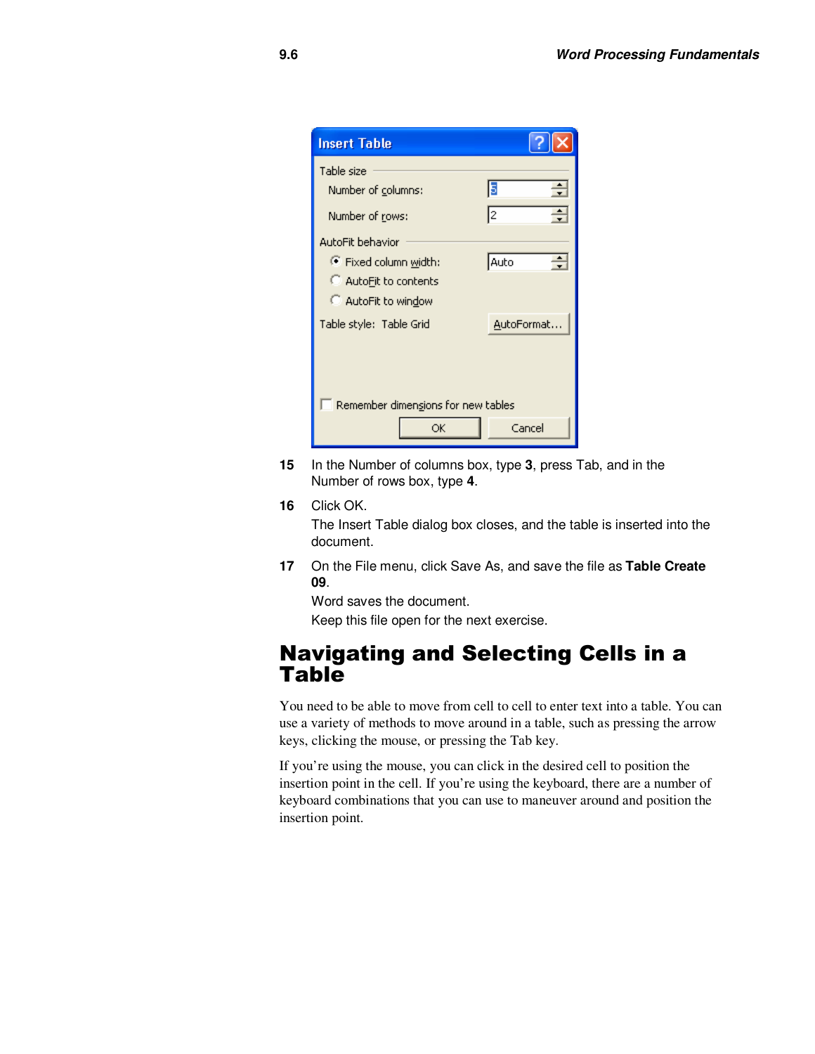15 In the Number of columns box, type **3**, press Tab, and in the Number of rows box, type **4**.

16 Click OK.

The Insert Table dialog box closes, and the table is inserted into the document.

17 On the File menu, click Save As, and save the file as **Table Create 09**.

Word saves the document.

Keep this file open for the next exercise.

# Navigating and Selecting Cells in a Table

You need to be able to move from cell to cell to enter text into a table. You can use a variety of methods to move around in a table, such as pressing the arrow keys, clicking the mouse, or pressing the Tab key.

If you're using the mouse, you can click in the desired cell to position the insertion point in the cell. If you're using the keyboard, there are a number of keyboard combinations that you can use to maneuver around and position the insertion point.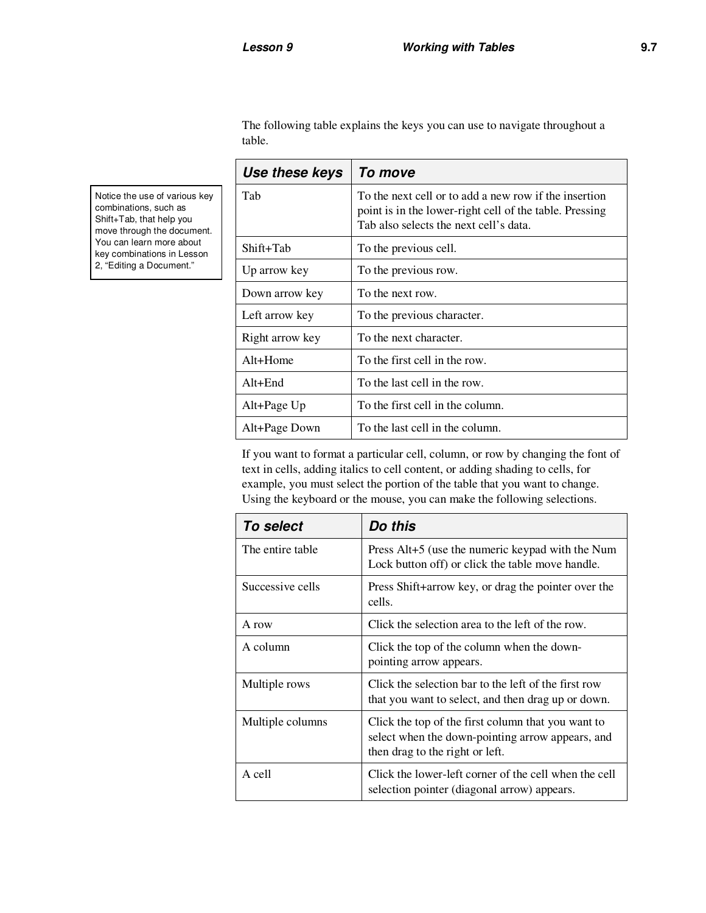The following table explains the keys you can use to navigate throughout a table.

> Notice the use of various key combinations, such as Shift+Tab, that help you move through the document. You can learn more about key combinations in Lesson 2, "Editing a Document."

| ***Use these keys*** | ***To move*** |
| --- | --- |
| Tab | To the next cell or to add a new row if the insertion point is in the lower-right cell of the table. Pressing Tab also selects the next cell's data. |
| Shift+Tab | To the previous cell. |
| Up arrow key | To the previous row. |
| Down arrow key | To the next row. |
| Left arrow key | To the previous character. |
| Right arrow key | To the next character. |
| Alt+Home | To the first cell in the row. |
| Alt+End | To the last cell in the row. |
| Alt+Page Up | To the first cell in the column. |
| Alt+Page Down | To the last cell in the column. |

If you want to format a particular cell, column, or row by changing the font of text in cells, adding italics to cell content, or adding shading to cells, for example, you must select the portion of the table that you want to change. Using the keyboard or the mouse, you can make the following selections.

| ***To select*** | ***Do this*** |
| --- | --- |
| The entire table | Press Alt+5 (use the numeric keypad with the Num Lock button off) or click the table move handle. |
| Successive cells | Press Shift+arrow key, or drag the pointer over the cells. |
| A row | Click the selection area to the left of the row. |
| A column | Click the top of the column when the down-pointing arrow appears. |
| Multiple rows | Click the selection bar to the left of the first row that you want to select, and then drag up or down. |
| Multiple columns | Click the top of the first column that you want to select when the down-pointing arrow appears, and then drag to the right or left. |
| A cell | Click the lower-left corner of the cell when the cell selection pointer (diagonal arrow) appears. |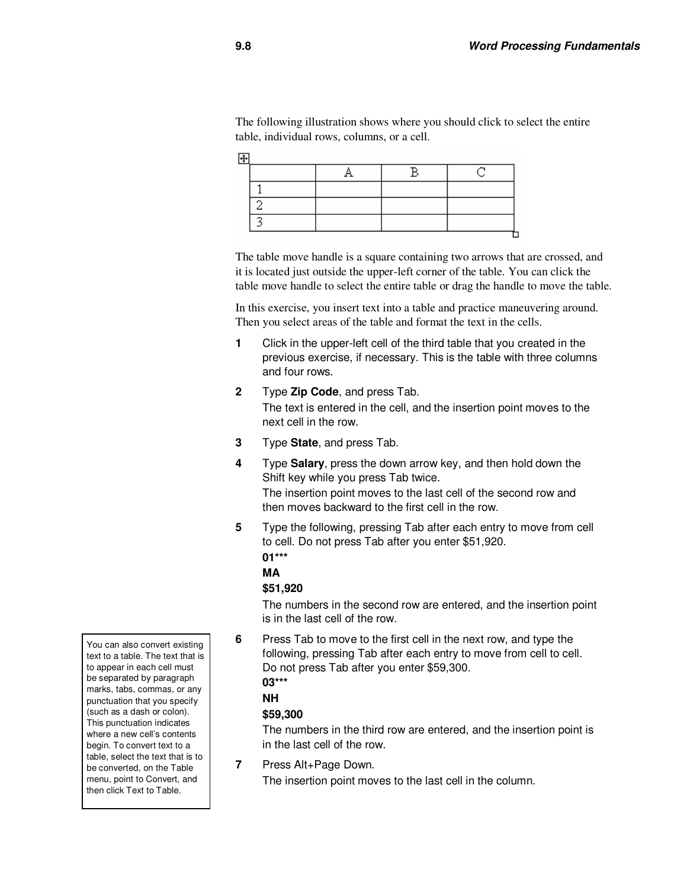The following illustration shows where you should click to select the entire table, individual rows, columns, or a cell.

| | A | B | C |
|---|---|---|---|
| 1 | | | |
| 2 | | | |
| 3 | | | |

The table move handle is a square containing two arrows that are crossed, and it is located just outside the upper-left corner of the table. You can click the table move handle to select the entire table or drag the handle to move the table.

In this exercise, you insert text into a table and practice maneuvering around. Then you select areas of the table and format the text in the cells.

1. Click in the upper-left cell of the third table that you created in the previous exercise, if necessary. This is the table with three columns and four rows.
2. Type **Zip Code**, and press Tab.
   The text is entered in the cell, and the insertion point moves to the next cell in the row.
3. Type **State**, and press Tab.
4. Type **Salary**, press the down arrow key, and then hold down the Shift key while you press Tab twice.
   The insertion point moves to the last cell of the second row and then moves backward to the first cell in the row.
5. Type the following, pressing Tab after each entry to move from cell to cell. Do not press Tab after you enter $51,920.
   **01*****
   **MA**
   **$51,920**
   The numbers in the second row are entered, and the insertion point is in the last cell of the row.
6. Press Tab to move to the first cell in the next row, and type the following, pressing Tab after each entry to move from cell to cell. Do not press Tab after you enter $59,300.
   **03*****
   **NH**
   **$59,300**
   The numbers in the third row are entered, and the insertion point is in the last cell of the row.
7. Press Alt+Page Down.
   The insertion point moves to the last cell in the column.

You can also convert existing text to a table. The text that is to appear in each cell must be separated by paragraph marks, tabs, commas, or any punctuation that you specify (such as a dash or colon). This punctuation indicates where a new cell's contents begin. To convert text to a table, select the text that is to be converted, on the Table menu, point to Convert, and then click Text to Table.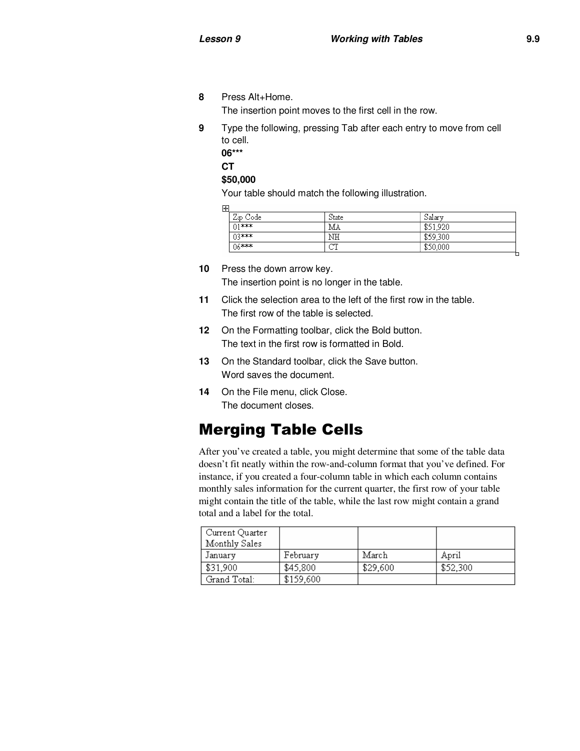**8** Press Alt+Home.
The insertion point moves to the first cell in the row.

**9** Type the following, pressing Tab after each entry to move from cell to cell.
**06*****
**CT**
**$50,000**
Your table should match the following illustration.

| Zip Code | State | Salary |
|---|---|---|
| 01*** | MA | $51,920 |
| 03*** | NH | $59,300 |
| 06*** | CT | $50,000 |

**10** Press the down arrow key.
The insertion point is no longer in the table.

**11** Click the selection area to the left of the first row in the table.
The first row of the table is selected.

**12** On the Formatting toolbar, click the Bold button.
The text in the first row is formatted in Bold.

**13** On the Standard toolbar, click the Save button.
Word saves the document.

**14** On the File menu, click Close.
The document closes.

# Merging Table Cells

After you've created a table, you might determine that some of the table data doesn't fit neatly within the row-and-column format that you've defined. For instance, if you created a four-column table in which each column contains monthly sales information for the current quarter, the first row of your table might contain the title of the table, while the last row might contain a grand total and a label for the total.

| Current Quarter Monthly Sales | | | |
|---|---|---|---|
| January | February | March | April |
| $31,900 | $45,800 | $29,600 | $52,300 |
| Grand Total: | $159,600 | | |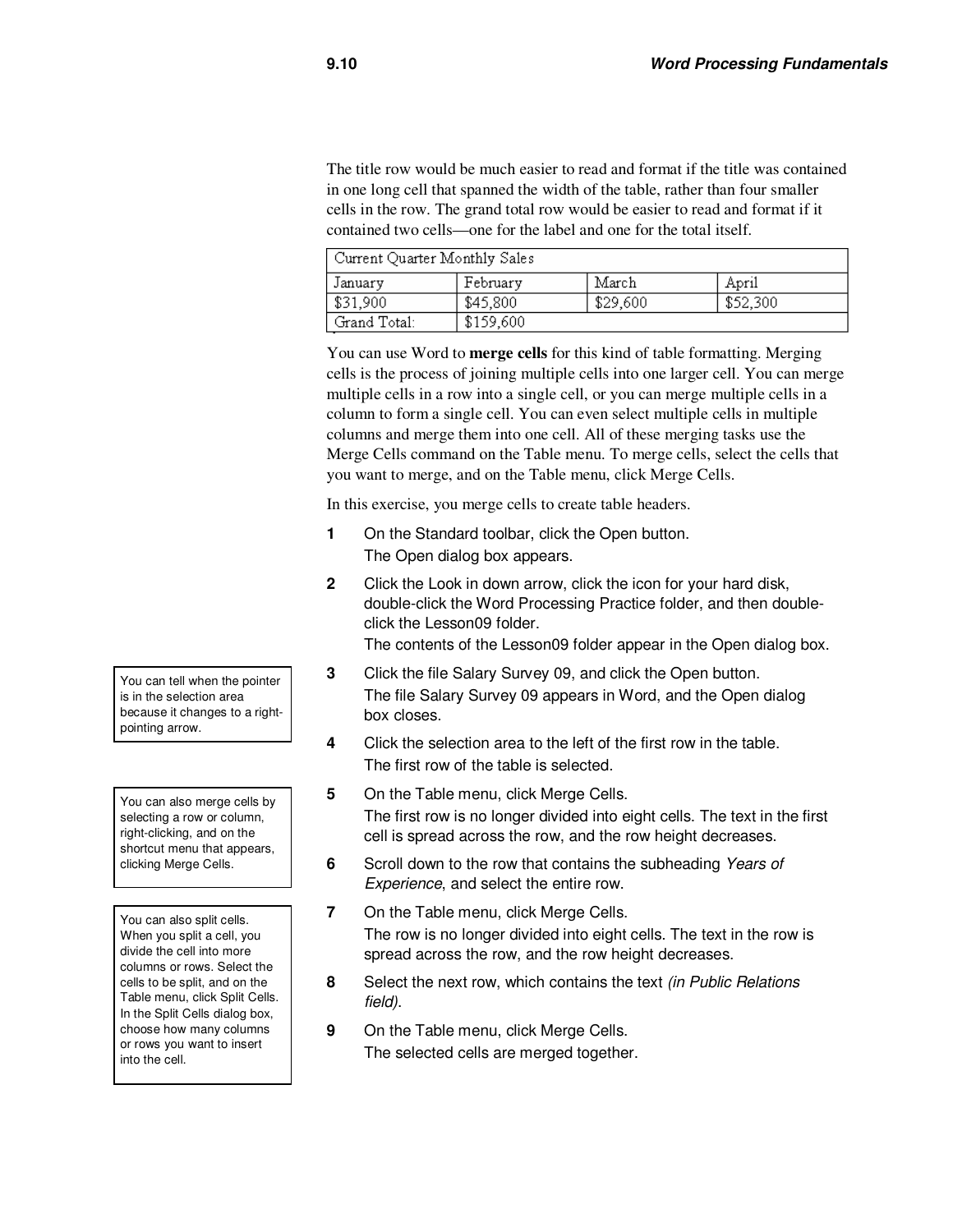The title row would be much easier to read and format if the title was contained in one long cell that spanned the width of the table, rather than four smaller cells in the row. The grand total row would be easier to read and format if it contained two cells—one for the label and one for the total itself.

| Current Quarter Monthly Sales | | | |
|---|---|---|---|
| January | February | March | April |
| $31,900 | $45,800 | $29,600 | $52,300 |
| Grand Total: | $159,600 | | |

You can use Word to **merge cells** for this kind of table formatting. Merging cells is the process of joining multiple cells into one larger cell. You can merge multiple cells in a row into a single cell, or you can merge multiple cells in a column to form a single cell. You can even select multiple cells in multiple columns and merge them into one cell. All of these merging tasks use the Merge Cells command on the Table menu. To merge cells, select the cells that you want to merge, and on the Table menu, click Merge Cells.

In this exercise, you merge cells to create table headers.

1. On the Standard toolbar, click the Open button.
   The Open dialog box appears.
2. Click the Look in down arrow, click the icon for your hard disk, double-click the Word Processing Practice folder, and then double-click the Lesson09 folder.
   The contents of the Lesson09 folder appear in the Open dialog box.
3. Click the file Salary Survey 09, and click the Open button.
   The file Salary Survey 09 appears in Word, and the Open dialog box closes.
4. Click the selection area to the left of the first row in the table.
   The first row of the table is selected.
5. On the Table menu, click Merge Cells.
   The first row is no longer divided into eight cells. The text in the first cell is spread across the row, and the row height decreases.
6. Scroll down to the row that contains the subheading *Years of Experience*, and select the entire row.
7. On the Table menu, click Merge Cells.
   The row is no longer divided into eight cells. The text in the row is spread across the row, and the row height decreases.
8. Select the next row, which contains the text *(in Public Relations field)*.
9. On the Table menu, click Merge Cells.
   The selected cells are merged together.

> You can tell when the pointer is in the selection area because it changes to a right-pointing arrow.

> You can also merge cells by selecting a row or column, right-clicking, and on the shortcut menu that appears, clicking Merge Cells.

> You can also split cells. When you split a cell, you divide the cell into more columns or rows. Select the cells to be split, and on the Table menu, click Split Cells. In the Split Cells dialog box, choose how many columns or rows you want to insert into the cell.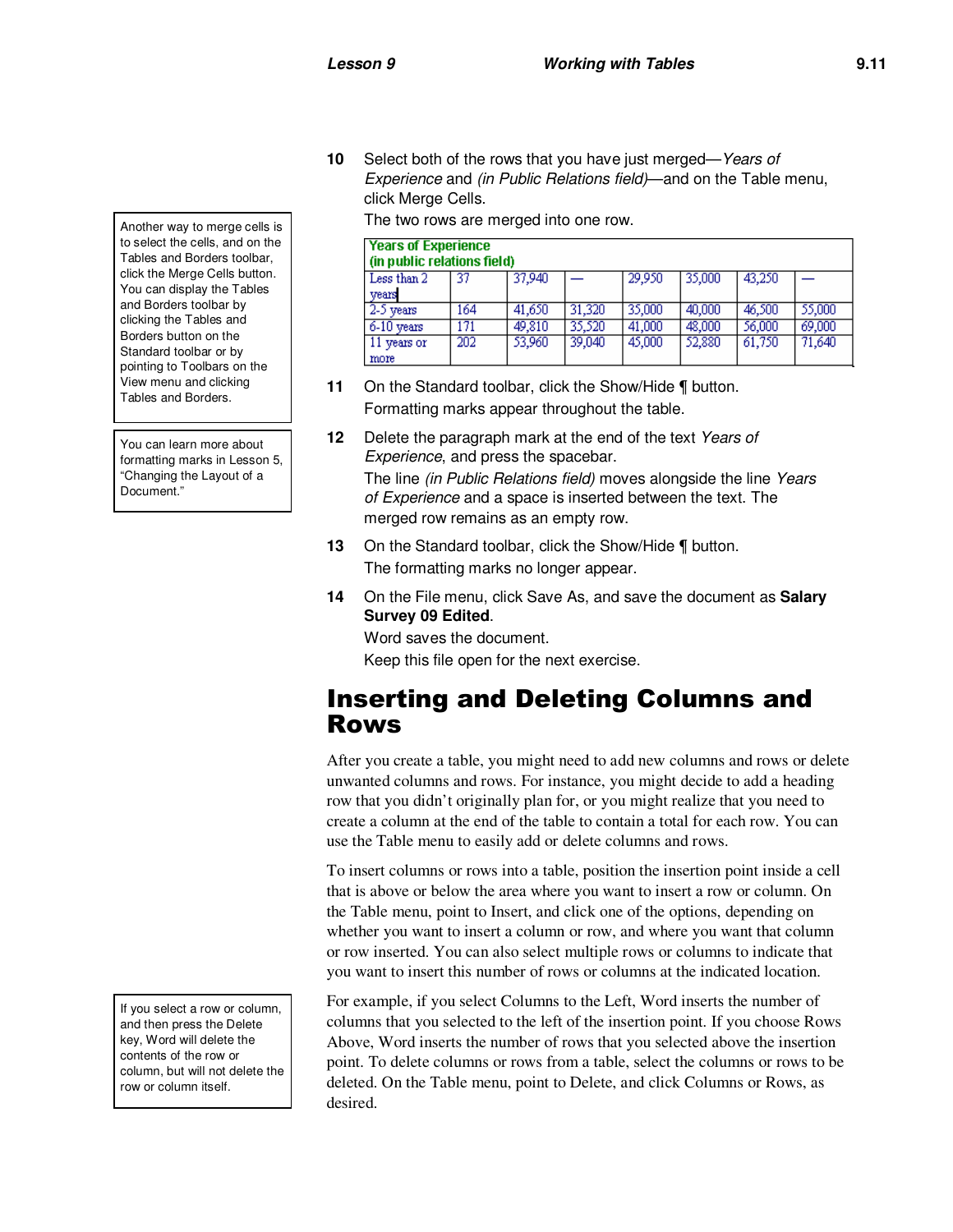10 Select both of the rows that you have just merged—*Years of Experience* and *(in Public Relations field)*—and on the Table menu, click Merge Cells.

The two rows are merged into one row.

| Years of Experience (in public relations field) | | | | | | | |
|---|---|---|---|---|---|---|---|
| Less than 2 years | 37 | 37,940 | — | 29,950 | 35,000 | 43,250 | — |
| 2-5 years | 164 | 41,650 | 31,320 | 35,000 | 40,000 | 46,500 | 55,000 |
| 6-10 years | 171 | 49,810 | 35,520 | 41,000 | 48,000 | 56,000 | 69,000 |
| 11 years or more | 202 | 53,960 | 39,040 | 45,000 | 52,880 | 61,750 | 71,640 |

Another way to merge cells is to select the cells, and on the Tables and Borders toolbar, click the Merge Cells button. You can display the Tables and Borders toolbar by clicking the Tables and Borders button on the Standard toolbar or by pointing to Toolbars on the View menu and clicking Tables and Borders.

You can learn more about formatting marks in Lesson 5, "Changing the Layout of a Document."

11 On the Standard toolbar, click the Show/Hide ¶ button.

Formatting marks appear throughout the table.

12 Delete the paragraph mark at the end of the text *Years of Experience*, and press the spacebar.

The line *(in Public Relations field)* moves alongside the line *Years of Experience* and a space is inserted between the text. The merged row remains as an empty row.

13 On the Standard toolbar, click the Show/Hide ¶ button.

The formatting marks no longer appear.

14 On the File menu, click Save As, and save the document as **Salary Survey 09 Edited**.

Word saves the document.

Keep this file open for the next exercise.

# Inserting and Deleting Columns and Rows

After you create a table, you might need to add new columns and rows or delete unwanted columns and rows. For instance, you might decide to add a heading row that you didn't originally plan for, or you might realize that you need to create a column at the end of the table to contain a total for each row. You can use the Table menu to easily add or delete columns and rows.

To insert columns or rows into a table, position the insertion point inside a cell that is above or below the area where you want to insert a row or column. On the Table menu, point to Insert, and click one of the options, depending on whether you want to insert a column or row, and where you want that column or row inserted. You can also select multiple rows or columns to indicate that you want to insert this number of rows or columns at the indicated location.

If you select a row or column, and then press the Delete key, Word will delete the contents of the row or column, but will not delete the row or column itself.

For example, if you select Columns to the Left, Word inserts the number of columns that you selected to the left of the insertion point. If you choose Rows Above, Word inserts the number of rows that you selected above the insertion point. To delete columns or rows from a table, select the columns or rows to be deleted. On the Table menu, point to Delete, and click Columns or Rows, as desired.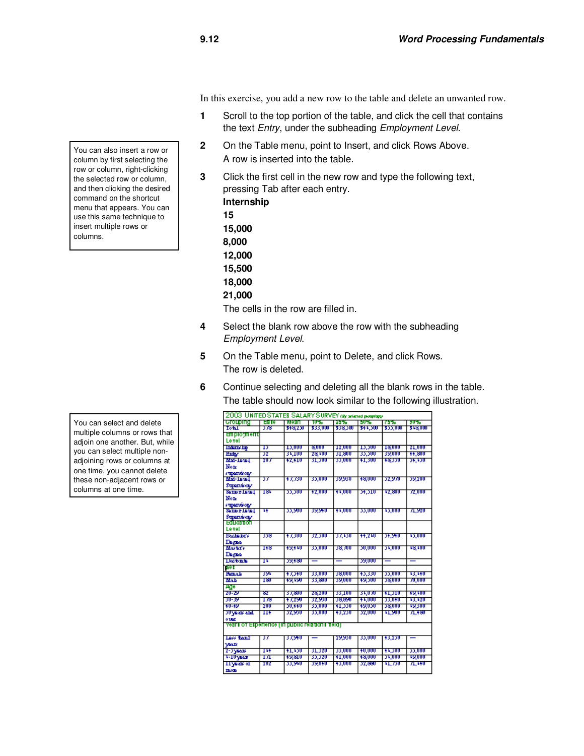In this exercise, you add a new row to the table and delete an unwanted row.

1. Scroll to the top portion of the table, and click the cell that contains the text *Entry*, under the subheading *Employment Level*.

2. On the Table menu, point to Insert, and click Rows Above.
   A row is inserted into the table.

   You can also insert a row or column by first selecting the row or column, right-clicking the selected row or column, and then clicking the desired command on the shortcut menu that appears. You can use this same technique to insert multiple rows or columns.

3. Click the first cell in the new row and type the following text, pressing Tab after each entry.
   **Internship**
   **15**
   **15,000**
   **8,000**
   **12,000**
   **15,500**
   **18,000**
   **21,000**
   The cells in the row are filled in.

4. Select the blank row above the row with the subheading *Employment Level*.

5. On the Table menu, point to Delete, and click Rows.
   The row is deleted.

6. Continue selecting and deleting all the blank rows in the table.
   The table should now look similar to the following illustration.

You can select and delete multiple columns or rows that adjoin one another. But, while you can select multiple non-adjoining rows or columns at one time, you cannot delete these non-adjacent rows or columns at one time.

| 2003 UNITED STATES SALARY SURVEY (By selected groupings) | | | | | | | |
|---|---|---|---|---|---|---|---|
| Grouping | Base | Mean | 10% | 25% | 50% | 75% | 90% |
| Total | 578 | $48,230 | $33,000 | $38,500 | $44,500 | $55,000 | $68,000 |
| Employment Level | | | | | | | |
| Internship | 15 | 15,000 | 8,000 | 12,000 | 15,500 | 18,000 | 21,000 |
| Entry | 52 | 34,100 | 28,400 | 31,800 | 33,500 | 39,000 | 44,800 |
| Mid-Level Non-supervisory | 207 | 42,410 | 31,500 | 35,000 | 41,300 | 48,550 | 54,450 |
| Mid-Level Supervisory | 57 | 47,730 | 35,000 | 39,930 | 48,000 | 52,970 | 59,200 |
| Senior Level Non-supervisory | 184 | 55,300 | 42,000 | 44,000 | 54,310 | 62,800 | 72,000 |
| Senior Level Supervisory | 44 | 55,900 | 39,940 | 44,000 | 55,000 | 65,000 | 71,920 |
| Education Level | | | | | | | |
| Bachelor's Degree | 358 | 47,300 | 32,300 | 37,450 | 44,210 | 54,940 | 65,000 |
| Master's Degree | 148 | 49,440 | 35,000 | 38,700 | 50,000 | 54,000 | 68,400 |
| Doctorate | 14 | 59,480 | — | — | 59,000 | — | — |
| Sex | | | | | | | |
| Female | 394 | 47,340 | 33,000 | 38,000 | 45,330 | 55,000 | 63,440 |
| Male | 180 | 49,450 | 33,800 | 39,000 | 49,500 | 58,000 | 70,000 |
| Age | | | | | | | |
| 20-29 | 82 | 37,800 | 28,200 | 33,100 | 34,070 | 41,310 | 49,400 |
| 30-39 | 178 | 47,290 | 32,950 | 38,890 | 44,000 | 55,040 | 65,420 |
| 40-49 | 200 | 50,440 | 35,000 | 41,550 | 49,050 | 58,000 | 69,500 |
| 50 years and over | 114 | 52,950 | 35,000 | 43,250 | 52,000 | 61,900 | 71,480 |
| Years of Experience (in public relations field) | | | | | | | |
| Less than 2 years | 37 | 37,940 | — | 29,950 | 35,000 | 43,250 | — |
| 2-5 years | 144 | 41,450 | 31,320 | 35,000 | 40,000 | 44,500 | 55,000 |
| 6-10 years | 171 | 49,810 | 35,320 | 41,000 | 48,000 | 54,000 | 69,000 |
| 11 years or more | 202 | 55,940 | 39,040 | 45,000 | 52,880 | 61,750 | 71,440 |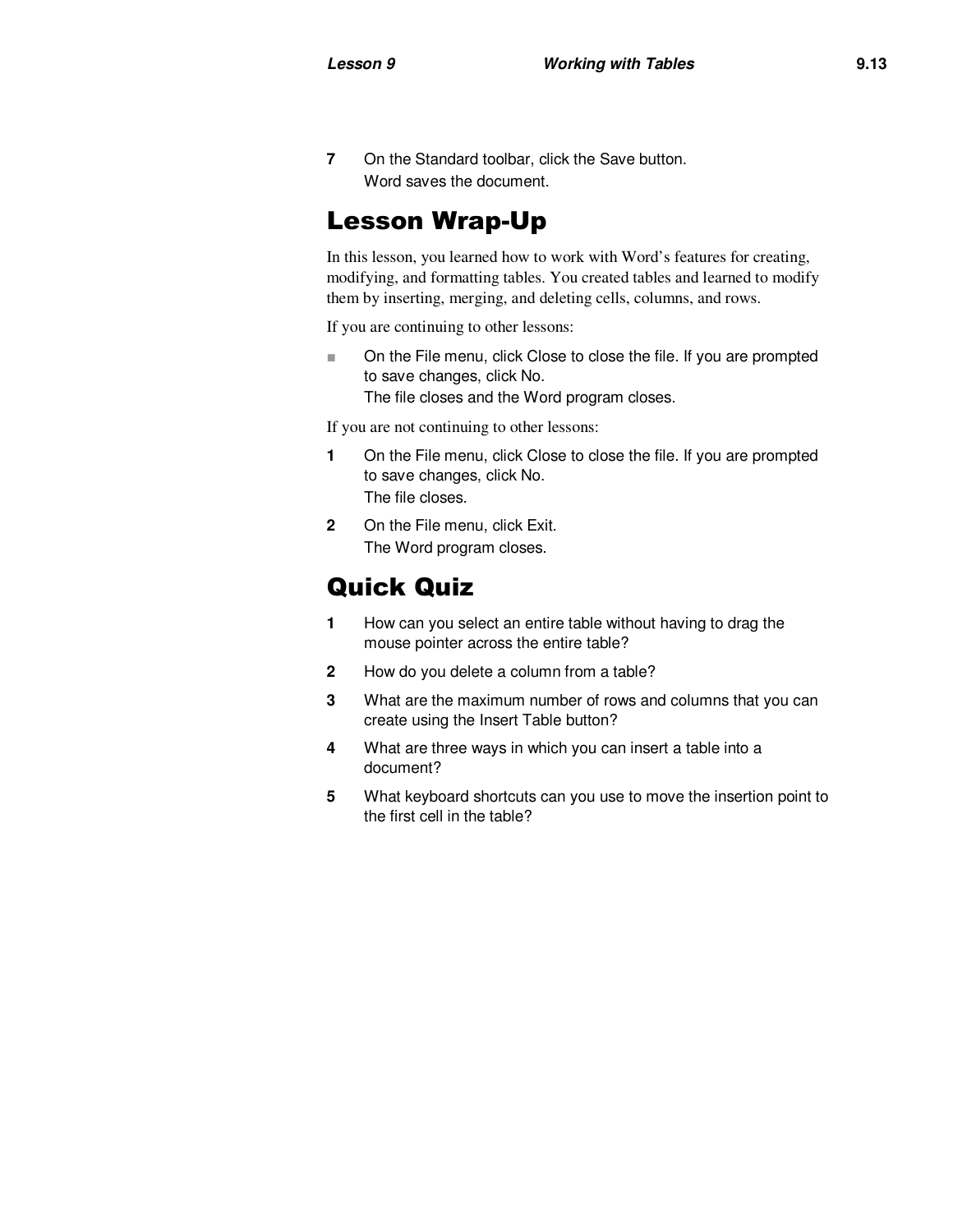7 On the Standard toolbar, click the Save button.
  Word saves the document.

## Lesson Wrap-Up

In this lesson, you learned how to work with Word's features for creating, modifying, and formatting tables. You created tables and learned to modify them by inserting, merging, and deleting cells, columns, and rows.

If you are continuing to other lessons:

- On the File menu, click Close to close the file. If you are prompted to save changes, click No.
  The file closes and the Word program closes.

If you are not continuing to other lessons:

1. On the File menu, click Close to close the file. If you are prompted to save changes, click No.
   The file closes.
2. On the File menu, click Exit.
   The Word program closes.

## Quick Quiz

1. How can you select an entire table without having to drag the mouse pointer across the entire table?
2. How do you delete a column from a table?
3. What are the maximum number of rows and columns that you can create using the Insert Table button?
4. What are three ways in which you can insert a table into a document?
5. What keyboard shortcuts can you use to move the insertion point to the first cell in the table?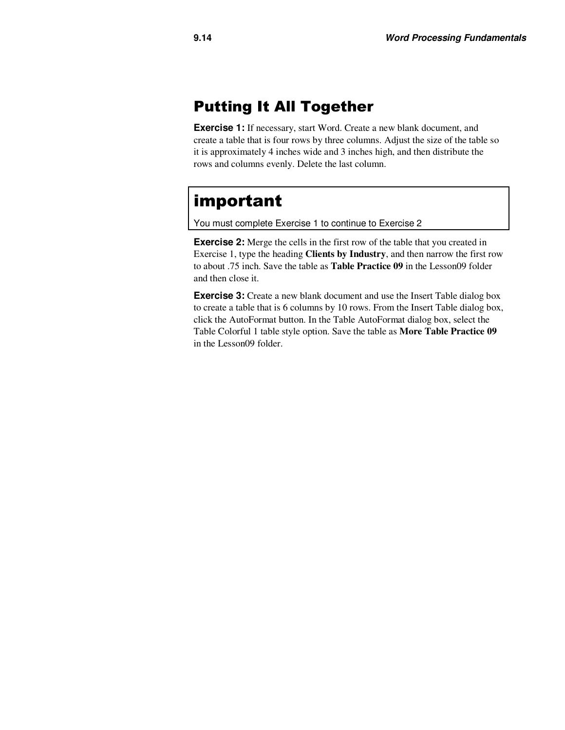## Putting It All Together

**Exercise 1:** If necessary, start Word. Create a new blank document, and create a table that is four rows by three columns. Adjust the size of the table so it is approximately 4 inches wide and 3 inches high, and then distribute the rows and columns evenly. Delete the last column.

> **important**
>
> You must complete Exercise 1 to continue to Exercise 2

**Exercise 2:** Merge the cells in the first row of the table that you created in Exercise 1, type the heading **Clients by Industry**, and then narrow the first row to about .75 inch. Save the table as **Table Practice 09** in the Lesson09 folder and then close it.

**Exercise 3:** Create a new blank document and use the Insert Table dialog box to create a table that is 6 columns by 10 rows. From the Insert Table dialog box, click the AutoFormat button. In the Table AutoFormat dialog box, select the Table Colorful 1 table style option. Save the table as **More Table Practice 09** in the Lesson09 folder.